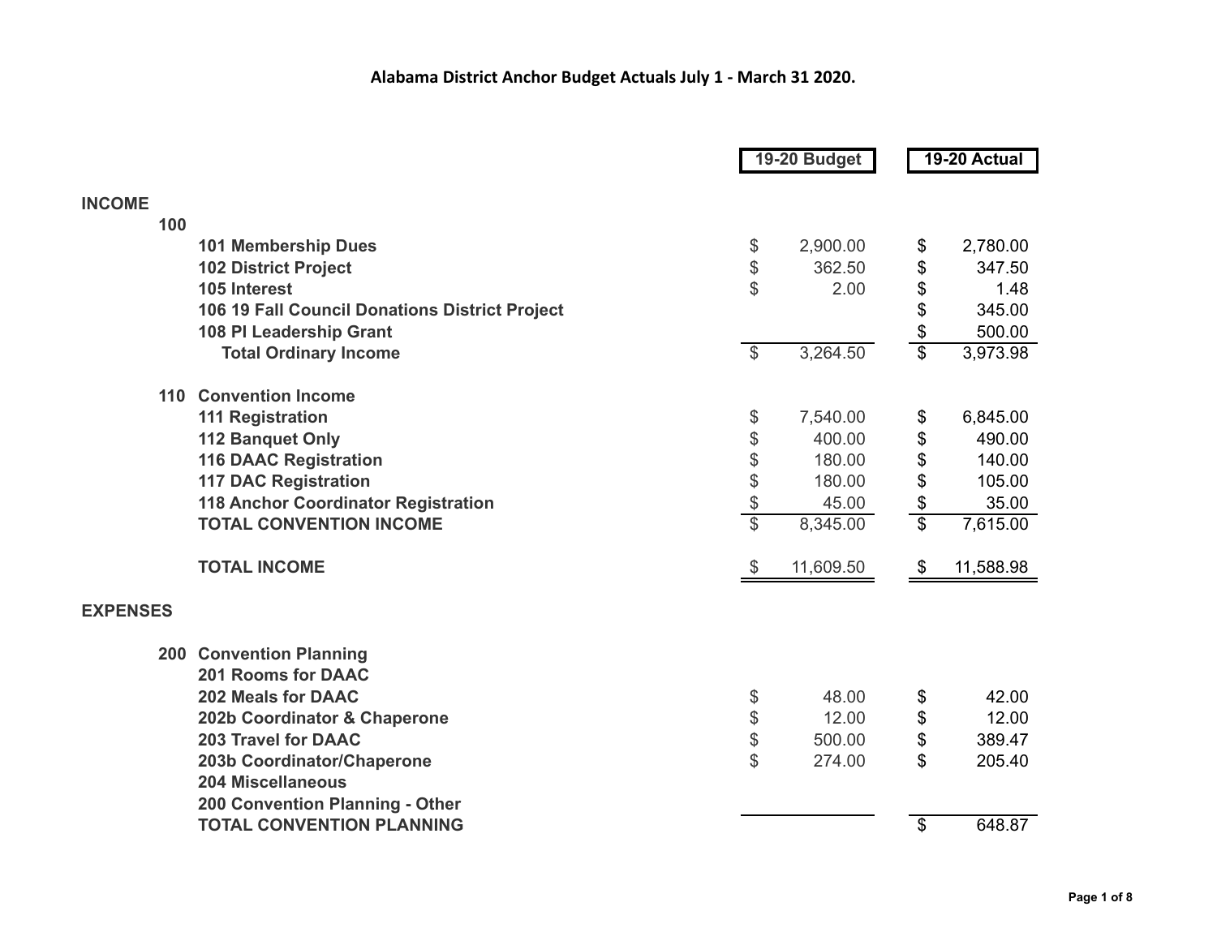# Alabama District Anchor Budget Actuals July 1 - March 31 2020.

| | | 19-20 Budget | 19-20 Actual |
|---|---|---|---|
| **INCOME** | | | |
| **100** | | | |
| | **101 Membership Dues** | $ 2,900.00 | $ 2,780.00 |
| | **102 District Project** | $ 362.50 | $ 347.50 |
| | **105 Interest** | $ 2.00 | $ 1.48 |
| | **106 19 Fall Council Donations District Project** | | $ 345.00 |
| | **108 PI Leadership Grant** | | $ 500.00 |
| | **Total Ordinary Income** | $ 3,264.50 | $ 3,973.98 |
| **110** | **Convention Income** | | |
| | **111 Registration** | $ 7,540.00 | $ 6,845.00 |
| | **112 Banquet Only** | $ 400.00 | $ 490.00 |
| | **116 DAAC Registration** | $ 180.00 | $ 140.00 |
| | **117 DAC Registration** | $ 180.00 | $ 105.00 |
| | **118 Anchor Coordinator Registration** | $ 45.00 | $ 35.00 |
| | **TOTAL CONVENTION INCOME** | $ 8,345.00 | $ 7,615.00 |
| | **TOTAL INCOME** | $ 11,609.50 | $ 11,588.98 |
| **EXPENSES** | | | |
| **200** | **Convention Planning** | | |
| | **201 Rooms for DAAC** | | |
| | **202 Meals for DAAC** | $ 48.00 | $ 42.00 |
| | **202b Coordinator & Chaperone** | $ 12.00 | $ 12.00 |
| | **203 Travel for DAAC** | $ 500.00 | $ 389.47 |
| | **203b Coordinator/Chaperone** | $ 274.00 | $ 205.40 |
| | **204 Miscellaneous** | | |
| | **200 Convention Planning - Other** | | |
| | **TOTAL CONVENTION PLANNING** | | $ 648.87 |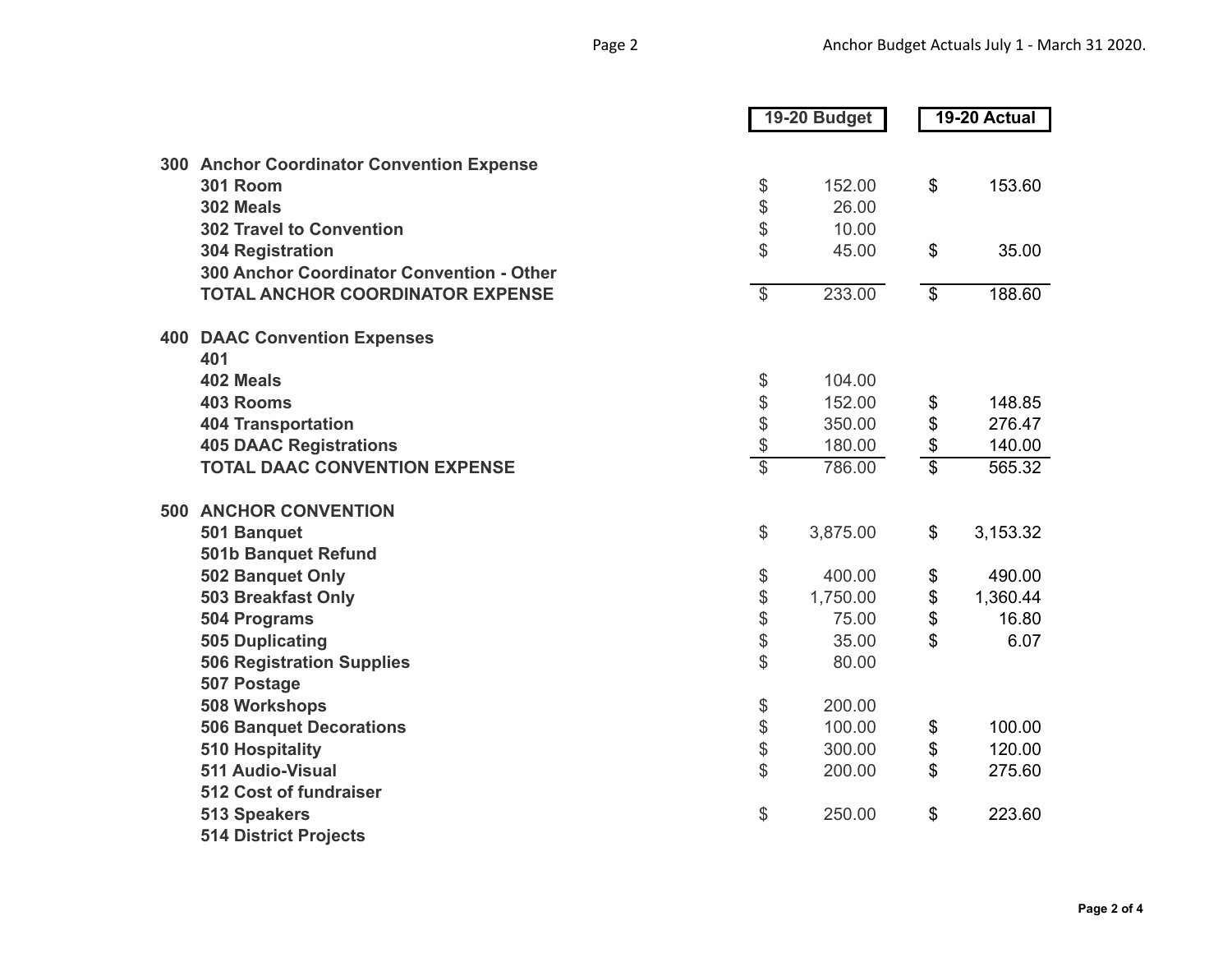| | | 19-20 Budget | 19-20 Actual |
|---|---|---|---|
| **300** | **Anchor Coordinator Convention Expense** | | |
| | **301 Room** | $ 152.00 | $ 153.60 |
| | **302 Meals** | $ 26.00 | |
| | **302 Travel to Convention** | $ 10.00 | |
| | **304 Registration** | $ 45.00 | $ 35.00 |
| | **300 Anchor Coordinator Convention - Other** | | |
| | **TOTAL ANCHOR COORDINATOR EXPENSE** | $ 233.00 | $ 188.60 |
| **400** | **DAAC Convention Expenses** | | |
| | **401** | | |
| | **402 Meals** | $ 104.00 | |
| | **403 Rooms** | $ 152.00 | $ 148.85 |
| | **404 Transportation** | $ 350.00 | $ 276.47 |
| | **405 DAAC Registrations** | $ 180.00 | $ 140.00 |
| | **TOTAL DAAC CONVENTION EXPENSE** | $ 786.00 | $ 565.32 |
| **500** | **ANCHOR CONVENTION** | | |
| | **501 Banquet** | $ 3,875.00 | $ 3,153.32 |
| | **501b Banquet Refund** | | |
| | **502 Banquet Only** | $ 400.00 | $ 490.00 |
| | **503 Breakfast Only** | $ 1,750.00 | $ 1,360.44 |
| | **504 Programs** | $ 75.00 | $ 16.80 |
| | **505 Duplicating** | $ 35.00 | $ 6.07 |
| | **506 Registration Supplies** | $ 80.00 | |
| | **507 Postage** | | |
| | **508 Workshops** | $ 200.00 | |
| | **506 Banquet Decorations** | $ 100.00 | $ 100.00 |
| | **510 Hospitality** | $ 300.00 | $ 120.00 |
| | **511 Audio-Visual** | $ 200.00 | $ 275.60 |
| | **512 Cost of fundraiser** | | |
| | **513 Speakers** | $ 250.00 | $ 223.60 |
| | **514 District Projects** | | |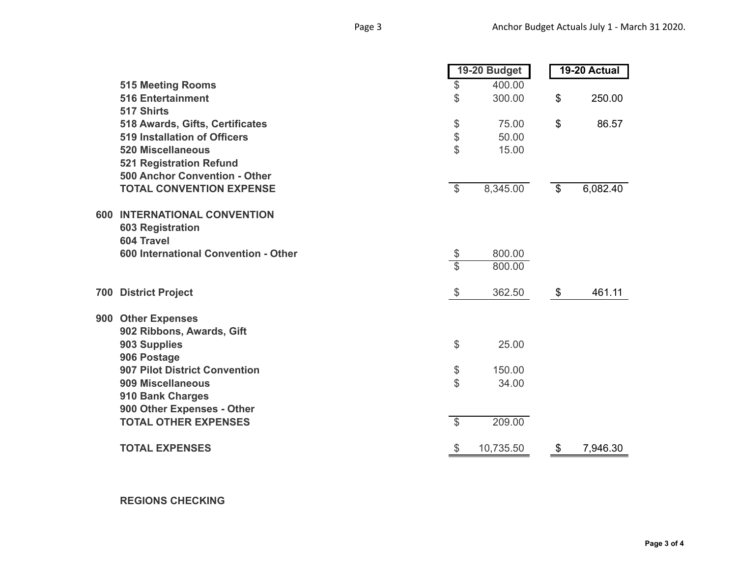| | | 19-20 Budget | 19-20 Actual |
|---|---|---|---|
| | **515 Meeting Rooms** | $ 400.00 | |
| | **516 Entertainment** | $ 300.00 | $ 250.00 |
| | **517 Shirts** | | |
| | **518 Awards, Gifts, Certificates** | $ 75.00 | $ 86.57 |
| | **519 Installation of Officers** | $ 50.00 | |
| | **520 Miscellaneous** | $ 15.00 | |
| | **521 Registration Refund** | | |
| | **500 Anchor Convention - Other** | | |
| | **TOTAL CONVENTION EXPENSE** | $ 8,345.00 | $ 6,082.40 |
| **600** | **INTERNATIONAL CONVENTION** | | |
| | **603 Registration** | | |
| | **604 Travel** | | |
| | **600 International Convention - Other** | $ 800.00 | |
| | | $ 800.00 | |
| **700** | **District Project** | $ 362.50 | $ 461.11 |
| **900** | **Other Expenses** | | |
| | **902 Ribbons, Awards, Gift** | | |
| | **903 Supplies** | $ 25.00 | |
| | **906 Postage** | | |
| | **907 Pilot District Convention** | $ 150.00 | |
| | **909 Miscellaneous** | $ 34.00 | |
| | **910 Bank Charges** | | |
| | **900 Other Expenses - Other** | | |
| | **TOTAL OTHER EXPENSES** | $ 209.00 | |
| | **TOTAL EXPENSES** | $ 10,735.50 | $ 7,946.30 |

**REGIONS CHECKING**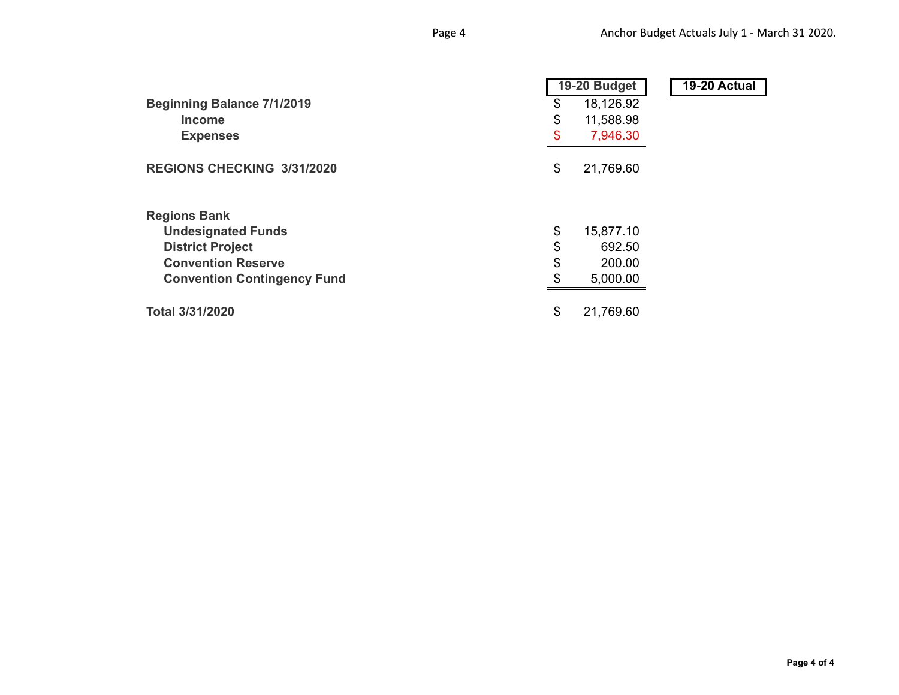| | 19-20 Budget | 19-20 Actual |
|---|---|---|
| **Beginning Balance 7/1/2019** | $ 18,126.92 | |
| **Income** | $ 11,588.98 | |
| **Expenses** | $ 7,946.30 | |
| **REGIONS CHECKING 3/31/2020** | $ 21,769.60 | |
| | | |
| **Regions Bank** | | |
| **Undesignated Funds** | $ 15,877.10 | |
| **District Project** | $ 692.50 | |
| **Convention Reserve** | $ 200.00 | |
| **Convention Contingency Fund** | $ 5,000.00 | |
| **Total 3/31/2020** | $ 21,769.60 | |